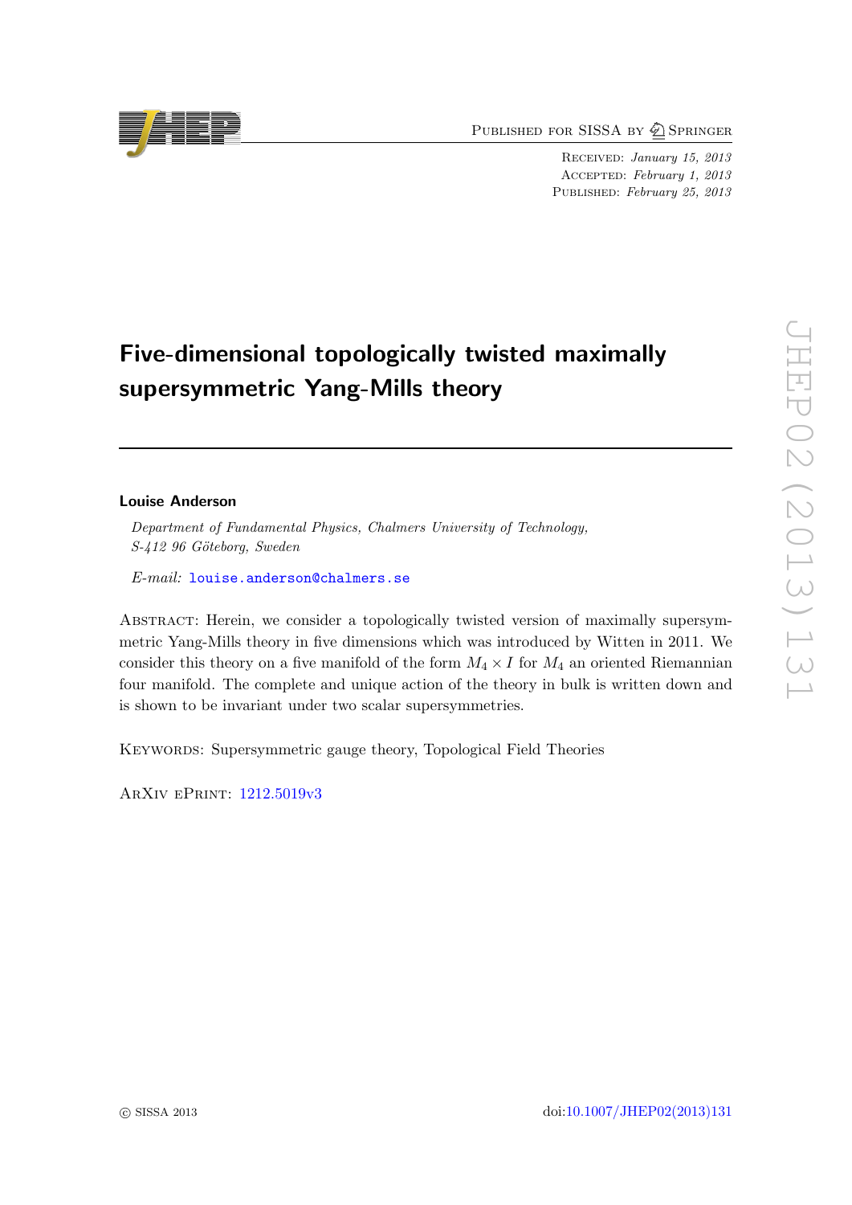Received: *January 15, 2013*
Accepted: *February 1, 2013*
Published: *February 25, 2013*

# Five-dimensional topologically twisted maximally supersymmetric Yang-Mills theory

**Louise Anderson**

*Department of Fundamental Physics, Chalmers University of Technology, S-412 96 Göteborg, Sweden*

*E-mail:* louise.anderson@chalmers.se

Abstract: Herein, we consider a topologically twisted version of maximally supersymmetric Yang-Mills theory in five dimensions which was introduced by Witten in 2011. We consider this theory on a five manifold of the form $M_4 \times I$ for $M_4$ an oriented Riemannian four manifold. The complete and unique action of the theory in bulk is written down and is shown to be invariant under two scalar supersymmetries.

Keywords: Supersymmetric gauge theory, Topological Field Theories

ArXiv ePrint: 1212.5019v3

© SISSA 2013

doi:10.1007/JHEP02(2013)131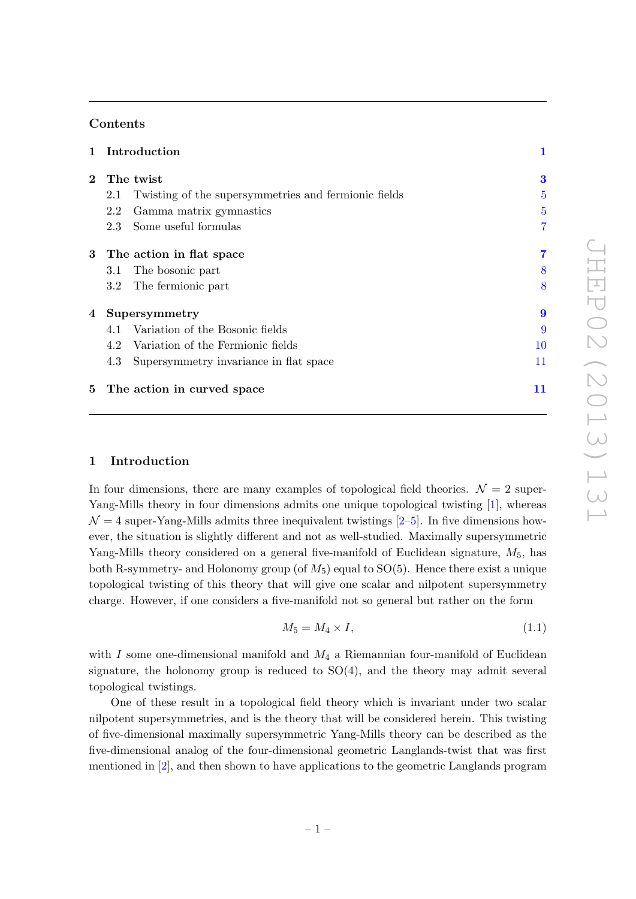## Contents

| | | |
|---|---|---|
| **1** | **Introduction** | **1** |
| **2** | **The twist** | **3** |
| | 2.1 Twisting of the supersymmetries and fermionic fields | 5 |
| | 2.2 Gamma matrix gymnastics | 5 |
| | 2.3 Some useful formulas | 7 |
| **3** | **The action in flat space** | **7** |
| | 3.1 The bosonic part | 8 |
| | 3.2 The fermionic part | 8 |
| **4** | **Supersymmetry** | **9** |
| | 4.1 Variation of the Bosonic fields | 9 |
| | 4.2 Variation of the Fermionic fields | 10 |
| | 4.3 Supersymmetry invariance in flat space | 11 |
| **5** | **The action in curved space** | **11** |

# 1 Introduction

In four dimensions, there are many examples of topological field theories. $\mathcal{N} = 2$ super-Yang-Mills theory in four dimensions admits one unique topological twisting [1], whereas $\mathcal{N} = 4$ super-Yang-Mills admits three inequivalent twistings [2–5]. In five dimensions however, the situation is slightly different and not as well-studied. Maximally supersymmetric Yang-Mills theory considered on a general five-manifold of Euclidean signature, $M_5$, has both R-symmetry- and Holonomy group (of $M_5$) equal to SO(5). Hence there exist a unique topological twisting of this theory that will give one scalar and nilpotent supersymmetry charge. However, if one considers a five-manifold not so general but rather on the form

$$M_5 = M_4 \times I, \tag{1.1}$$

with $I$ some one-dimensional manifold and $M_4$ a Riemannian four-manifold of Euclidean signature, the holonomy group is reduced to SO(4), and the theory may admit several topological twistings.

One of these result in a topological field theory which is invariant under two scalar nilpotent supersymmetries, and is the theory that will be considered herein. This twisting of five-dimensional maximally supersymmetric Yang-Mills theory can be described as the five-dimensional analog of the four-dimensional geometric Langlands-twist that was first mentioned in [2], and then shown to have applications to the geometric Langlands program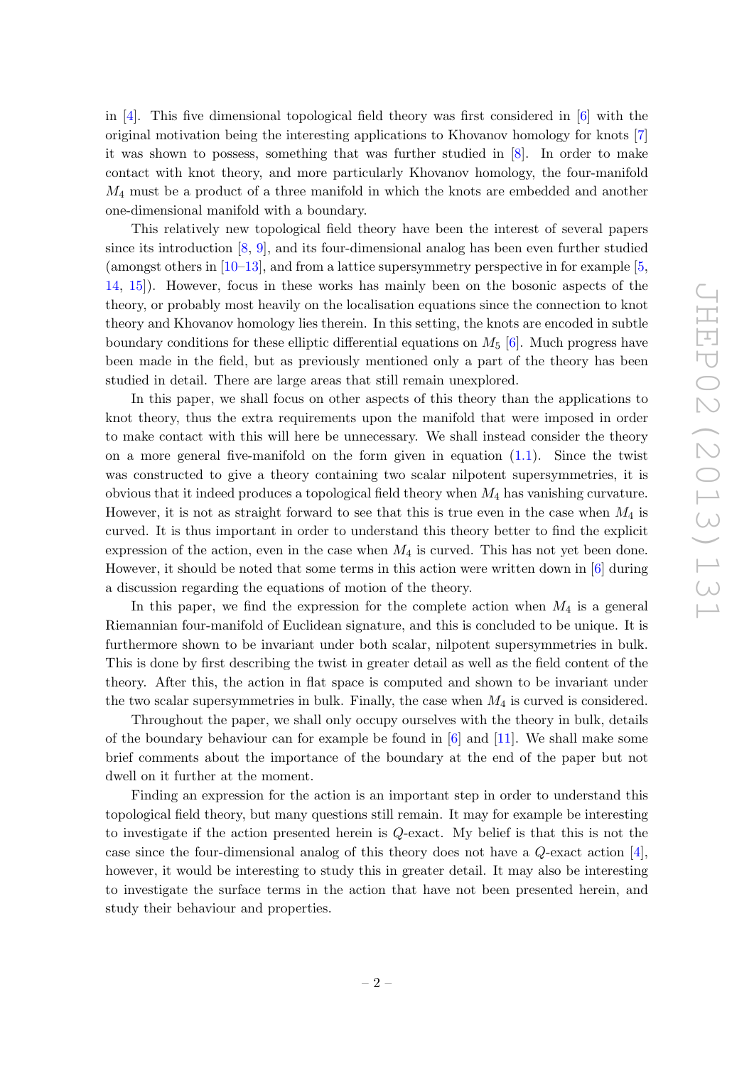in [4]. This five dimensional topological field theory was first considered in [6] with the original motivation being the interesting applications to Khovanov homology for knots [7] it was shown to possess, something that was further studied in [8]. In order to make contact with knot theory, and more particularly Khovanov homology, the four-manifold $M_4$ must be a product of a three manifold in which the knots are embedded and another one-dimensional manifold with a boundary.

This relatively new topological field theory have been the interest of several papers since its introduction [8, 9], and its four-dimensional analog has been even further studied (amongst others in [10–13], and from a lattice supersymmetry perspective in for example [5, 14, 15]). However, focus in these works has mainly been on the bosonic aspects of the theory, or probably most heavily on the localisation equations since the connection to knot theory and Khovanov homology lies therein. In this setting, the knots are encoded in subtle boundary conditions for these elliptic differential equations on $M_5$ [6]. Much progress have been made in the field, but as previously mentioned only a part of the theory has been studied in detail. There are large areas that still remain unexplored.

In this paper, we shall focus on other aspects of this theory than the applications to knot theory, thus the extra requirements upon the manifold that were imposed in order to make contact with this will here be unnecessary. We shall instead consider the theory on a more general five-manifold on the form given in equation (1.1). Since the twist was constructed to give a theory containing two scalar nilpotent supersymmetries, it is obvious that it indeed produces a topological field theory when $M_4$ has vanishing curvature. However, it is not as straight forward to see that this is true even in the case when $M_4$ is curved. It is thus important in order to understand this theory better to find the explicit expression of the action, even in the case when $M_4$ is curved. This has not yet been done. However, it should be noted that some terms in this action were written down in [6] during a discussion regarding the equations of motion of the theory.

In this paper, we find the expression for the complete action when $M_4$ is a general Riemannian four-manifold of Euclidean signature, and this is concluded to be unique. It is furthermore shown to be invariant under both scalar, nilpotent supersymmetries in bulk. This is done by first describing the twist in greater detail as well as the field content of the theory. After this, the action in flat space is computed and shown to be invariant under the two scalar supersymmetries in bulk. Finally, the case when $M_4$ is curved is considered.

Throughout the paper, we shall only occupy ourselves with the theory in bulk, details of the boundary behaviour can for example be found in [6] and [11]. We shall make some brief comments about the importance of the boundary at the end of the paper but not dwell on it further at the moment.

Finding an expression for the action is an important step in order to understand this topological field theory, but many questions still remain. It may for example be interesting to investigate if the action presented herein is $Q$-exact. My belief is that this is not the case since the four-dimensional analog of this theory does not have a $Q$-exact action [4], however, it would be interesting to study this in greater detail. It may also be interesting to investigate the surface terms in the action that have not been presented herein, and study their behaviour and properties.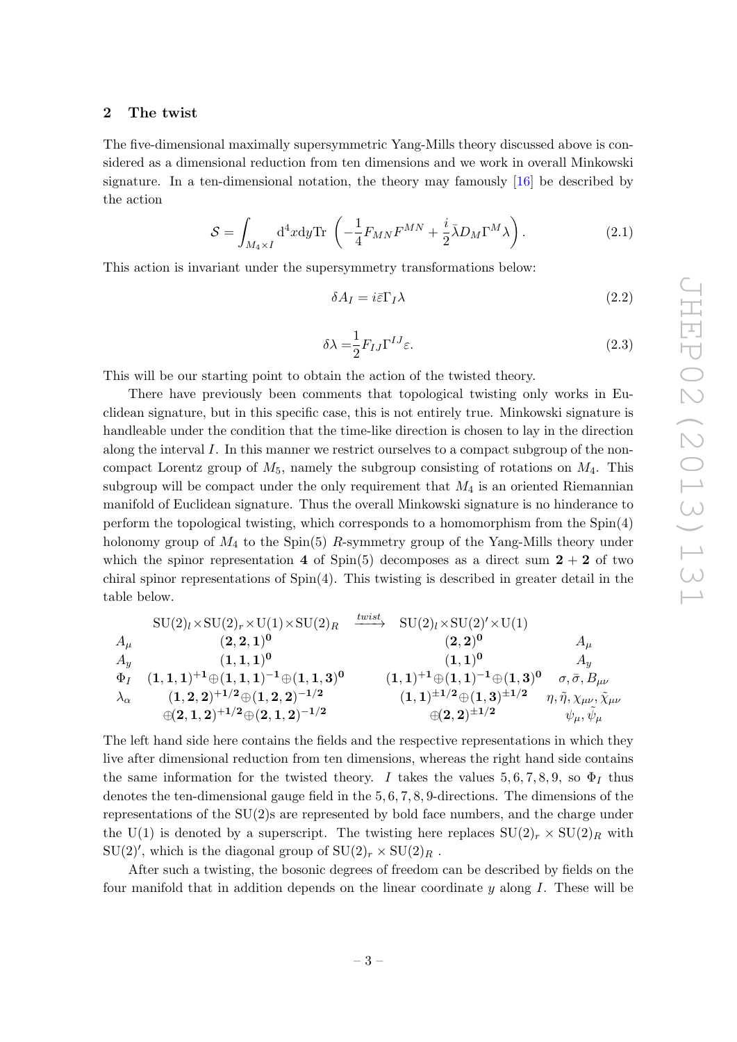## 2 The twist

The five-dimensional maximally supersymmetric Yang-Mills theory discussed above is considered as a dimensional reduction from ten dimensions and we work in overall Minkowski signature. In a ten-dimensional notation, the theory may famously [16] be described by the action

$$\mathcal{S} = \int_{M_4 \times I} \mathrm{d}^4x \mathrm{d}y \mathrm{Tr} \left( -\frac{1}{4} F_{MN} F^{MN} + \frac{i}{2} \bar{\lambda} D_M \Gamma^M \lambda \right). \tag{2.1}$$

This action is invariant under the supersymmetry transformations below:

$$\delta A_I = i\bar{\varepsilon}\Gamma_I \lambda \tag{2.2}$$

$$\delta\lambda = \frac{1}{2} F_{IJ} \Gamma^{IJ} \varepsilon. \tag{2.3}$$

This will be our starting point to obtain the action of the twisted theory.

There have previously been comments that topological twisting only works in Euclidean signature, but in this specific case, this is not entirely true. Minkowski signature is handleable under the condition that the time-like direction is chosen to lay in the direction along the interval $I$. In this manner we restrict ourselves to a compact subgroup of the non-compact Lorentz group of $M_5$, namely the subgroup consisting of rotations on $M_4$. This subgroup will be compact under the only requirement that $M_4$ is an oriented Riemannian manifold of Euclidean signature. Thus the overall Minkowski signature is no hinderance to perform the topological twisting, which corresponds to a homomorphism from the Spin(4) holonomy group of $M_4$ to the Spin(5) $R$-symmetry group of the Yang-Mills theory under which the spinor representation **4** of Spin(5) decomposes as a direct sum **2** + **2** of two chiral spinor representations of Spin(4). This twisting is described in greater detail in the table below.

| | $\mathrm{SU}(2)_l \times \mathrm{SU}(2)_r \times \mathrm{U}(1) \times \mathrm{SU}(2)_R$ | $\xrightarrow{twist}$ | $\mathrm{SU}(2)_l \times \mathrm{SU}(2)' \times \mathrm{U}(1)$ | |
|---|---|---|---|---|
| $A_\mu$ | $(\mathbf{2},\mathbf{2},\mathbf{1})^{\mathbf{0}}$ | | $(\mathbf{2},\mathbf{2})^{\mathbf{0}}$ | $A_\mu$ |
| $A_y$ | $(\mathbf{1},\mathbf{1},\mathbf{1})^{\mathbf{0}}$ | | $(\mathbf{1},\mathbf{1})^{\mathbf{0}}$ | $A_y$ |
| $\Phi_I$ | $(\mathbf{1},\mathbf{1},\mathbf{1})^{+\mathbf{1}} \oplus (\mathbf{1},\mathbf{1},\mathbf{1})^{-\mathbf{1}} \oplus (\mathbf{1},\mathbf{1},\mathbf{3})^{\mathbf{0}}$ | | $(\mathbf{1},\mathbf{1})^{+\mathbf{1}} \oplus (\mathbf{1},\mathbf{1})^{-\mathbf{1}} \oplus (\mathbf{1},\mathbf{3})^{\mathbf{0}}$ | $\sigma, \bar{\sigma}, B_{\mu\nu}$ |
| $\lambda_\alpha$ | $(\mathbf{1},\mathbf{2},\mathbf{2})^{+\mathbf{1/2}} \oplus (\mathbf{1},\mathbf{2},\mathbf{2})^{-\mathbf{1/2}}$ | | $(\mathbf{1},\mathbf{1})^{\pm\mathbf{1/2}} \oplus (\mathbf{1},\mathbf{3})^{\pm\mathbf{1/2}}$ | $\eta, \tilde{\eta}, \chi_{\mu\nu}, \tilde{\chi}_{\mu\nu}$ |
| | $\oplus (\mathbf{2},\mathbf{1},\mathbf{2})^{+\mathbf{1/2}} \oplus (\mathbf{2},\mathbf{1},\mathbf{2})^{-\mathbf{1/2}}$ | | $\oplus (\mathbf{2},\mathbf{2})^{\pm\mathbf{1/2}}$ | $\psi_\mu, \tilde{\psi}_\mu$ |

The left hand side here contains the fields and the respective representations in which they live after dimensional reduction from ten dimensions, whereas the right hand side contains the same information for the twisted theory. $I$ takes the values $5, 6, 7, 8, 9$, so $\Phi_I$ thus denotes the ten-dimensional gauge field in the $5, 6, 7, 8, 9$-directions. The dimensions of the representations of the SU(2)s are represented by bold face numbers, and the charge under the U(1) is denoted by a superscript. The twisting here replaces $\mathrm{SU}(2)_r \times \mathrm{SU}(2)_R$ with $\mathrm{SU}(2)'$, which is the diagonal group of $\mathrm{SU}(2)_r \times \mathrm{SU}(2)_R$ .

After such a twisting, the bosonic degrees of freedom can be described by fields on the four manifold that in addition depends on the linear coordinate $y$ along $I$. These will be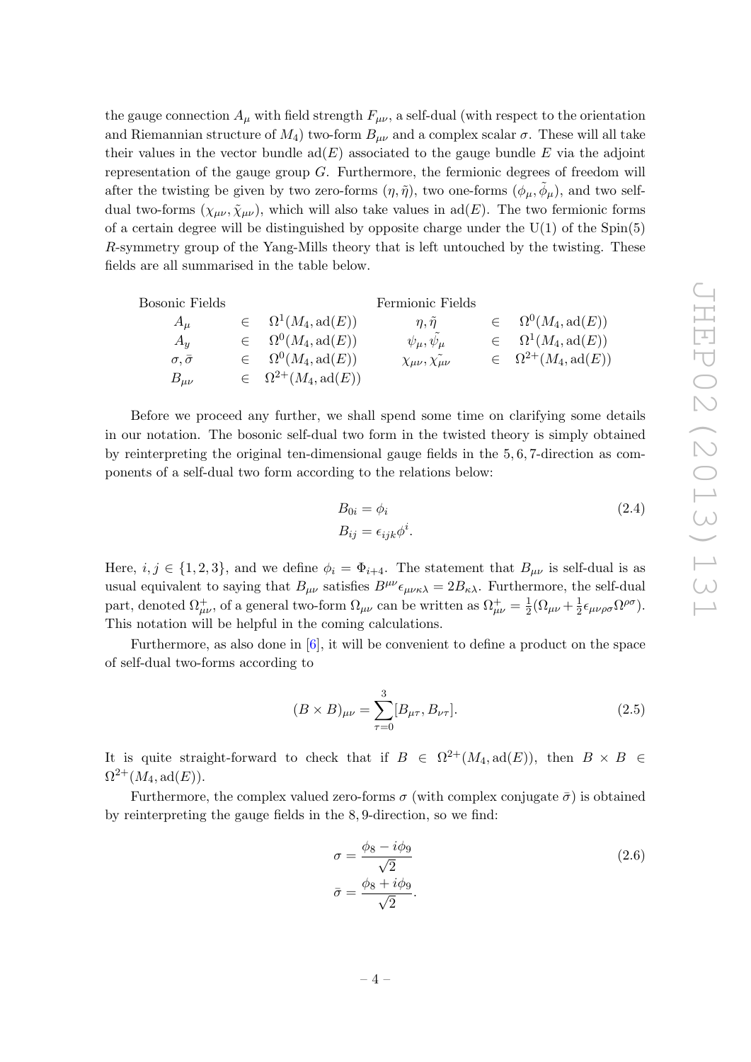the gauge connection $A_\mu$ with field strength $F_{\mu\nu}$, a self-dual (with respect to the orientation and Riemannian structure of $M_4$) two-form $B_{\mu\nu}$ and a complex scalar $\sigma$. These will all take their values in the vector bundle $\mathrm{ad}(E)$ associated to the gauge bundle $E$ via the adjoint representation of the gauge group $G$. Furthermore, the fermionic degrees of freedom will after the twisting be given by two zero-forms $(\eta, \tilde{\eta})$, two one-forms $(\phi_\mu, \tilde{\phi}_\mu)$, and two self-dual two-forms $(\chi_{\mu\nu}, \tilde{\chi}_{\mu\nu})$, which will also take values in $\mathrm{ad}(E)$. The two fermionic forms of a certain degree will be distinguished by opposite charge under the U(1) of the Spin(5) $R$-symmetry group of the Yang-Mills theory that is left untouched by the twisting. These fields are all summarised in the table below.

| Bosonic Fields | | | Fermionic Fields | | |
|---|---|---|---|---|---|
| $A_\mu$ | $\in$ | $\Omega^1(M_4, \mathrm{ad}(E))$ | $\eta, \tilde{\eta}$ | $\in$ | $\Omega^0(M_4, \mathrm{ad}(E))$ |
| $A_y$ | $\in$ | $\Omega^0(M_4, \mathrm{ad}(E))$ | $\psi_\mu, \tilde{\psi_\mu}$ | $\in$ | $\Omega^1(M_4, \mathrm{ad}(E))$ |
| $\sigma, \bar{\sigma}$ | $\in$ | $\Omega^0(M_4, \mathrm{ad}(E))$ | $\chi_{\mu\nu}, \tilde{\chi_{\mu\nu}}$ | $\in$ | $\Omega^{2+}(M_4, \mathrm{ad}(E))$ |
| $B_{\mu\nu}$ | $\in$ | $\Omega^{2+}(M_4, \mathrm{ad}(E))$ | | | |

Before we proceed any further, we shall spend some time on clarifying some details in our notation. The bosonic self-dual two form in the twisted theory is simply obtained by reinterpreting the original ten-dimensional gauge fields in the 5, 6, 7-direction as components of a self-dual two form according to the relations below:

$$
\begin{aligned}
B_{0i} &= \phi_i \\
B_{ij} &= \epsilon_{ijk}\phi^i.
\end{aligned}
\tag{2.4}
$$

Here, $i, j \in \{1, 2, 3\}$, and we define $\phi_i = \Phi_{i+4}$. The statement that $B_{\mu\nu}$ is self-dual is as usual equivalent to saying that $B_{\mu\nu}$ satisfies $B^{\mu\nu}\epsilon_{\mu\nu\kappa\lambda} = 2B_{\kappa\lambda}$. Furthermore, the self-dual part, denoted $\Omega^+_{\mu\nu}$, of a general two-form $\Omega_{\mu\nu}$ can be written as $\Omega^+_{\mu\nu} = \frac{1}{2}(\Omega_{\mu\nu} + \frac{1}{2}\epsilon_{\mu\nu\rho\sigma}\Omega^{\rho\sigma})$. This notation will be helpful in the coming calculations.

Furthermore, as also done in [6], it will be convenient to define a product on the space of self-dual two-forms according to

$$
(B \times B)_{\mu\nu} = \sum_{\tau=0}^{3} [B_{\mu\tau}, B_{\nu\tau}].
\tag{2.5}
$$

It is quite straight-forward to check that if $B \in \Omega^{2+}(M_4, \mathrm{ad}(E))$, then $B \times B \in \Omega^{2+}(M_4, \mathrm{ad}(E))$.

Furthermore, the complex valued zero-forms $\sigma$ (with complex conjugate $\bar{\sigma}$) is obtained by reinterpreting the gauge fields in the 8, 9-direction, so we find:

$$
\begin{aligned}
\sigma &= \frac{\phi_8 - i\phi_9}{\sqrt{2}} \\
\bar{\sigma} &= \frac{\phi_8 + i\phi_9}{\sqrt{2}}.
\end{aligned}
\tag{2.6}
$$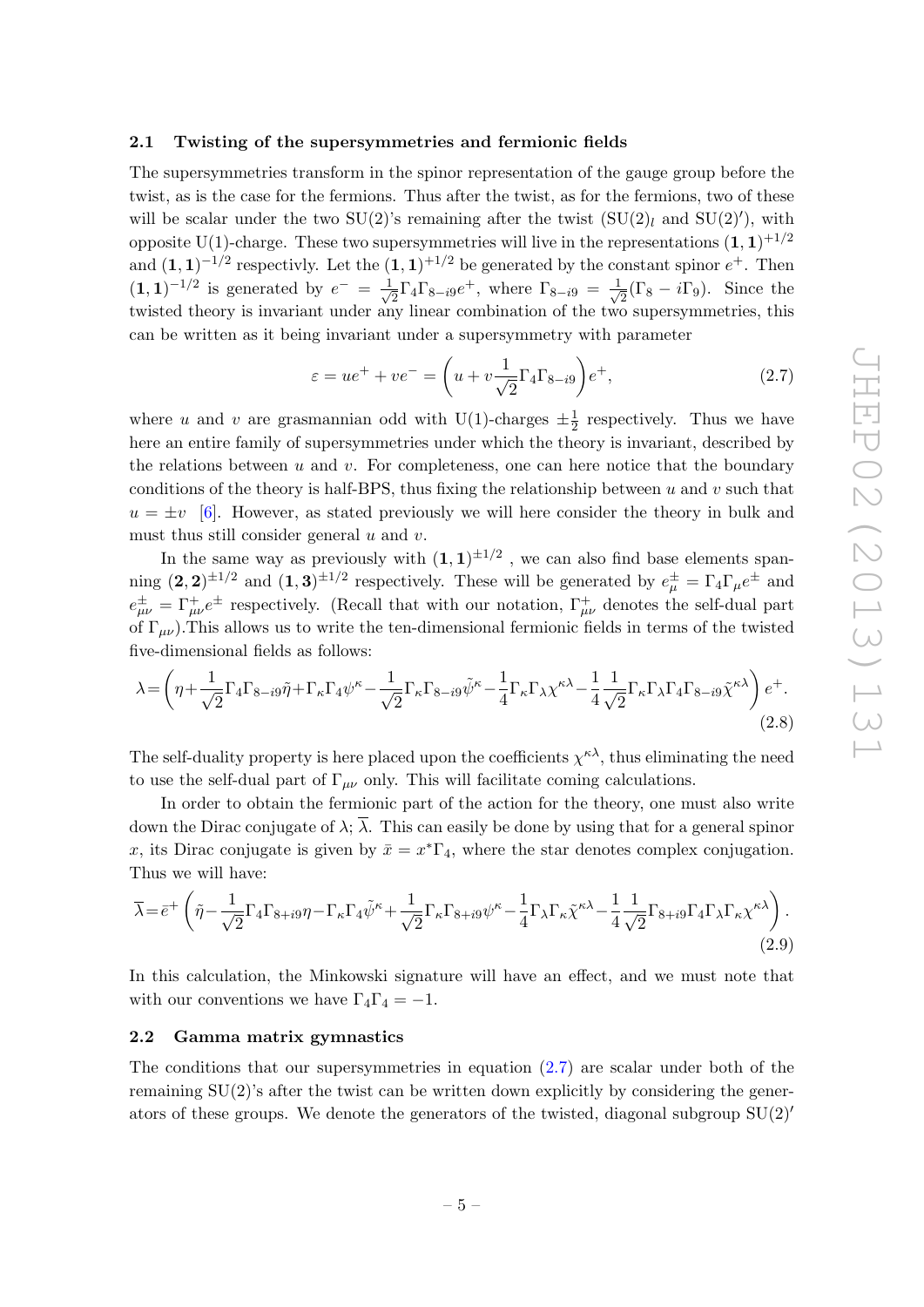### 2.1 Twisting of the supersymmetries and fermionic fields

The supersymmetries transform in the spinor representation of the gauge group before the twist, as is the case for the fermions. Thus after the twist, as for the fermions, two of these will be scalar under the two SU(2)'s remaining after the twist ($\mathrm{SU}(2)_l$ and $\mathrm{SU}(2)'$), with opposite U(1)-charge. These two supersymmetries will live in the representations $(\mathbf{1},\mathbf{1})^{+1/2}$ and $(\mathbf{1},\mathbf{1})^{-1/2}$ respectivly. Let the $(\mathbf{1},\mathbf{1})^{+1/2}$ be generated by the constant spinor $e^+$. Then $(\mathbf{1},\mathbf{1})^{-1/2}$ is generated by $e^- = \frac{1}{\sqrt{2}}\Gamma_4\Gamma_{8-i9}e^+$, where $\Gamma_{8-i9} = \frac{1}{\sqrt{2}}(\Gamma_8 - i\Gamma_9)$. Since the twisted theory is invariant under any linear combination of the two supersymmetries, this can be written as it being invariant under a supersymmetry with parameter

$$\varepsilon = ue^+ + ve^- = \left(u + v\frac{1}{\sqrt{2}}\Gamma_4\Gamma_{8-i9}\right)e^+, \tag{2.7}$$

where $u$ and $v$ are grasmannian odd with U(1)-charges $\pm\frac{1}{2}$ respectively. Thus we have here an entire family of supersymmetries under which the theory is invariant, described by the relations between $u$ and $v$. For completeness, one can here notice that the boundary conditions of the theory is half-BPS, thus fixing the relationship between $u$ and $v$ such that $u = \pm v$ [6]. However, as stated previously we will here consider the theory in bulk and must thus still consider general $u$ and $v$.

In the same way as previously with $(\mathbf{1},\mathbf{1})^{\pm 1/2}$ , we can also find base elements spanning $(\mathbf{2},\mathbf{2})^{\pm 1/2}$ and $(\mathbf{1},\mathbf{3})^{\pm 1/2}$ respectively. These will be generated by $e^\pm_\mu = \Gamma_4\Gamma_\mu e^\pm$ and $e^\pm_{\mu\nu} = \Gamma^+_{\mu\nu}e^\pm$ respectively. (Recall that with our notation, $\Gamma^+_{\mu\nu}$ denotes the self-dual part of $\Gamma_{\mu\nu}$).This allows us to write the ten-dimensional fermionic fields in terms of the twisted five-dimensional fields as follows:

$$\lambda = \left(\eta + \frac{1}{\sqrt{2}}\Gamma_4\Gamma_{8-i9}\tilde{\eta} + \Gamma_\kappa\Gamma_4\psi^\kappa - \frac{1}{\sqrt{2}}\Gamma_\kappa\Gamma_{8-i9}\tilde{\psi}^\kappa - \frac{1}{4}\Gamma_\kappa\Gamma_\lambda\chi^{\kappa\lambda} - \frac{1}{4}\frac{1}{\sqrt{2}}\Gamma_\kappa\Gamma_\lambda\Gamma_4\Gamma_{8-i9}\tilde{\chi}^{\kappa\lambda}\right)e^+. \tag{2.8}$$

The self-duality property is here placed upon the coefficients $\chi^{\kappa\lambda}$, thus eliminating the need to use the self-dual part of $\Gamma_{\mu\nu}$ only. This will facilitate coming calculations.

In order to obtain the fermionic part of the action for the theory, one must also write down the Dirac conjugate of $\lambda$; $\overline{\lambda}$. This can easily be done by using that for a general spinor $x$, its Dirac conjugate is given by $\bar{x} = x^*\Gamma_4$, where the star denotes complex conjugation. Thus we will have:

$$\overline{\lambda} = \bar{e}^+\left(\tilde{\eta} - \frac{1}{\sqrt{2}}\Gamma_4\Gamma_{8+i9}\eta - \Gamma_\kappa\Gamma_4\tilde{\psi}^\kappa + \frac{1}{\sqrt{2}}\Gamma_\kappa\Gamma_{8+i9}\psi^\kappa - \frac{1}{4}\Gamma_\lambda\Gamma_\kappa\tilde{\chi}^{\kappa\lambda} - \frac{1}{4}\frac{1}{\sqrt{2}}\Gamma_{8+i9}\Gamma_4\Gamma_\lambda\Gamma_\kappa\chi^{\kappa\lambda}\right). \tag{2.9}$$

In this calculation, the Minkowski signature will have an effect, and we must note that with our conventions we have $\Gamma_4\Gamma_4 = -1$.

### 2.2 Gamma matrix gymnastics

The conditions that our supersymmetries in equation (2.7) are scalar under both of the remaining SU(2)'s after the twist can be written down explicitly by considering the generators of these groups. We denote the generators of the twisted, diagonal subgroup $\mathrm{SU}(2)'$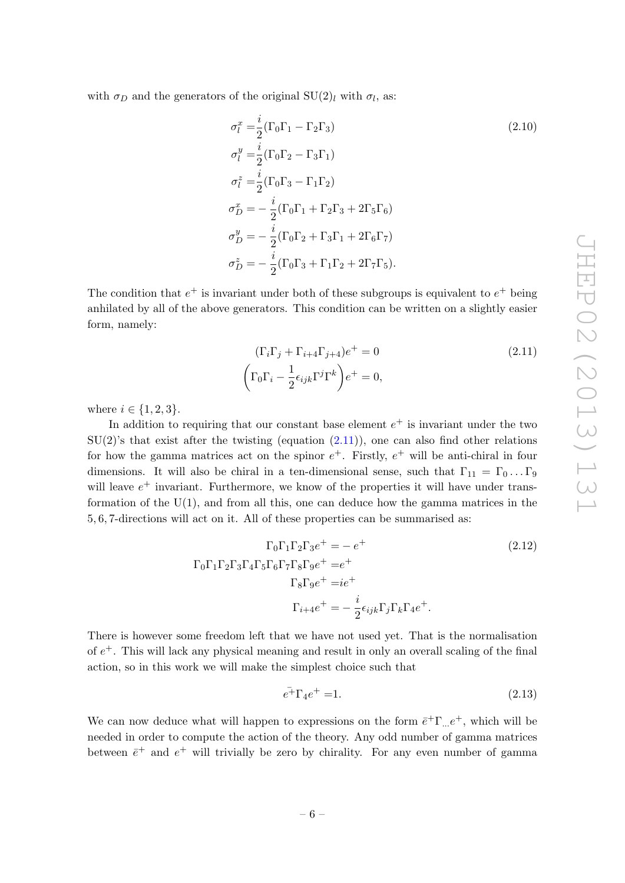with $\sigma_D$ and the generators of the original $\mathrm{SU}(2)_l$ with $\sigma_l$, as:

$$
\begin{aligned}
\sigma_l^x =& \frac{i}{2}(\Gamma_0\Gamma_1 - \Gamma_2\Gamma_3) \\
\sigma_l^y =& \frac{i}{2}(\Gamma_0\Gamma_2 - \Gamma_3\Gamma_1) \\
\sigma_l^z =& \frac{i}{2}(\Gamma_0\Gamma_3 - \Gamma_1\Gamma_2) \\
\sigma_D^x =& -\frac{i}{2}(\Gamma_0\Gamma_1 + \Gamma_2\Gamma_3 + 2\Gamma_5\Gamma_6) \\
\sigma_D^y =& -\frac{i}{2}(\Gamma_0\Gamma_2 + \Gamma_3\Gamma_1 + 2\Gamma_6\Gamma_7) \\
\sigma_D^z =& -\frac{i}{2}(\Gamma_0\Gamma_3 + \Gamma_1\Gamma_2 + 2\Gamma_7\Gamma_5).
\end{aligned}
\tag{2.10}
$$

The condition that $e^+$ is invariant under both of these subgroups is equivalent to $e^+$ being anhilated by all of the above generators. This condition can be written on a slightly easier form, namely:

$$
\begin{aligned}
(\Gamma_i\Gamma_j + \Gamma_{i+4}\Gamma_{j+4})e^+ = 0 \\
\left(\Gamma_0\Gamma_i - \frac{1}{2}\epsilon_{ijk}\Gamma^j\Gamma^k\right)e^+ = 0,
\end{aligned}
\tag{2.11}
$$

where $i \in \{1, 2, 3\}$.

In addition to requiring that our constant base element $e^+$ is invariant under the two $\mathrm{SU}(2)$'s that exist after the twisting (equation (2.11)), one can also find other relations for how the gamma matrices act on the spinor $e^+$. Firstly, $e^+$ will be anti-chiral in four dimensions. It will also be chiral in a ten-dimensional sense, such that $\Gamma_{11} = \Gamma_0 \ldots \Gamma_9$ will leave $e^+$ invariant. Furthermore, we know of the properties it will have under transformation of the $\mathrm{U}(1)$, and from all this, one can deduce how the gamma matrices in the $5, 6, 7$-directions will act on it. All of these properties can be summarised as:

$$
\begin{aligned}
\Gamma_0\Gamma_1\Gamma_2\Gamma_3 e^+ =& -e^+ \\
\Gamma_0\Gamma_1\Gamma_2\Gamma_3\Gamma_4\Gamma_5\Gamma_6\Gamma_7\Gamma_8\Gamma_9 e^+ =& e^+ \\
\Gamma_8\Gamma_9 e^+ =& ie^+ \\
\Gamma_{i+4}e^+ =& -\frac{i}{2}\epsilon_{ijk}\Gamma_j\Gamma_k\Gamma_4 e^+.
\end{aligned}
\tag{2.12}
$$

There is however some freedom left that we have not used yet. That is the normalisation of $e^+$. This will lack any physical meaning and result in only an overall scaling of the final action, so in this work we will make the simplest choice such that

$$
\bar{e}^+\Gamma_4 e^+ = 1. \tag{2.13}
$$

We can now deduce what will happen to expressions on the form $\bar{e}^+\Gamma_{\ldots}e^+$, which will be needed in order to compute the action of the theory. Any odd number of gamma matrices between $\bar{e}^+$ and $e^+$ will trivially be zero by chirality. For any even number of gamma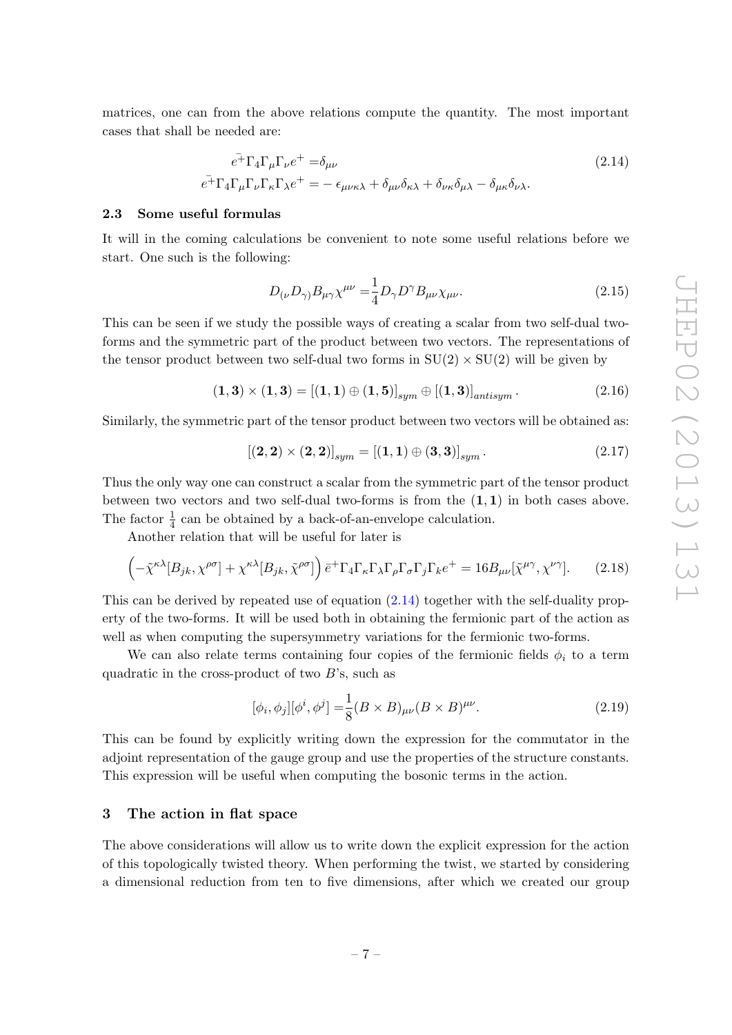matrices, one can from the above relations compute the quantity. The most important cases that shall be needed are:

$$\begin{aligned} \bar{e}^{+}\Gamma_4\Gamma_\mu\Gamma_\nu e^{+} =& \delta_{\mu\nu} \\ \bar{e}^{+}\Gamma_4\Gamma_\mu\Gamma_\nu\Gamma_\kappa\Gamma_\lambda e^{+} =& -\epsilon_{\mu\nu\kappa\lambda} + \delta_{\mu\nu}\delta_{\kappa\lambda} + \delta_{\nu\kappa}\delta_{\mu\lambda} - \delta_{\mu\kappa}\delta_{\nu\lambda}. \end{aligned} \tag{2.14}$$

### 2.3 Some useful formulas

It will in the coming calculations be convenient to note some useful relations before we start. One such is the following:

$$D_{(\nu}D_{\gamma)}B_{\mu\gamma}\chi^{\mu\nu} = \frac{1}{4}D_\gamma D^\gamma B_{\mu\nu}\chi_{\mu\nu}. \tag{2.15}$$

This can be seen if we study the possible ways of creating a scalar from two self-dual two-forms and the symmetric part of the product between two vectors. The representations of the tensor product between two self-dual two forms in $\mathrm{SU}(2) \times \mathrm{SU}(2)$ will be given by

$$(\mathbf{1},\mathbf{3}) \times (\mathbf{1},\mathbf{3}) = [(\mathbf{1},\mathbf{1}) \oplus (\mathbf{1},\mathbf{5})]_{sym} \oplus [(\mathbf{1},\mathbf{3})]_{antisym}\,. \tag{2.16}$$

Similarly, the symmetric part of the tensor product between two vectors will be obtained as:

$$[(\mathbf{2},\mathbf{2}) \times (\mathbf{2},\mathbf{2})]_{sym} = [(\mathbf{1},\mathbf{1}) \oplus (\mathbf{3},\mathbf{3})]_{sym}\,. \tag{2.17}$$

Thus the only way one can construct a scalar from the symmetric part of the tensor product between two vectors and two self-dual two-forms is from the $(\mathbf{1},\mathbf{1})$ in both cases above. The factor $\frac{1}{4}$ can be obtained by a back-of-an-envelope calculation.

Another relation that will be useful for later is

$$\left(-\tilde{\chi}^{\kappa\lambda}[B_{jk},\chi^{\rho\sigma}] + \chi^{\kappa\lambda}[B_{jk},\tilde{\chi}^{\rho\sigma}]\right)\bar{e}^{+}\Gamma_4\Gamma_\kappa\Gamma_\lambda\Gamma_\rho\Gamma_\sigma\Gamma_j\Gamma_k e^{+} = 16B_{\mu\nu}[\tilde{\chi}^{\mu\gamma},\chi^{\nu\gamma}]. \tag{2.18}$$

This can be derived by repeated use of equation (2.14) together with the self-duality property of the two-forms. It will be used both in obtaining the fermionic part of the action as well as when computing the supersymmetry variations for the fermionic two-forms.

We can also relate terms containing four copies of the fermionic fields $\phi_i$ to a term quadratic in the cross-product of two $B$'s, such as

$$[\phi_i,\phi_j][\phi^i,\phi^j] = \frac{1}{8}(B\times B)_{\mu\nu}(B\times B)^{\mu\nu}. \tag{2.19}$$

This can be found by explicitly writing down the expression for the commutator in the adjoint representation of the gauge group and use the properties of the structure constants. This expression will be useful when computing the bosonic terms in the action.

## 3 The action in flat space

The above considerations will allow us to write down the explicit expression for the action of this topologically twisted theory. When performing the twist, we started by considering a dimensional reduction from ten to five dimensions, after which we created our group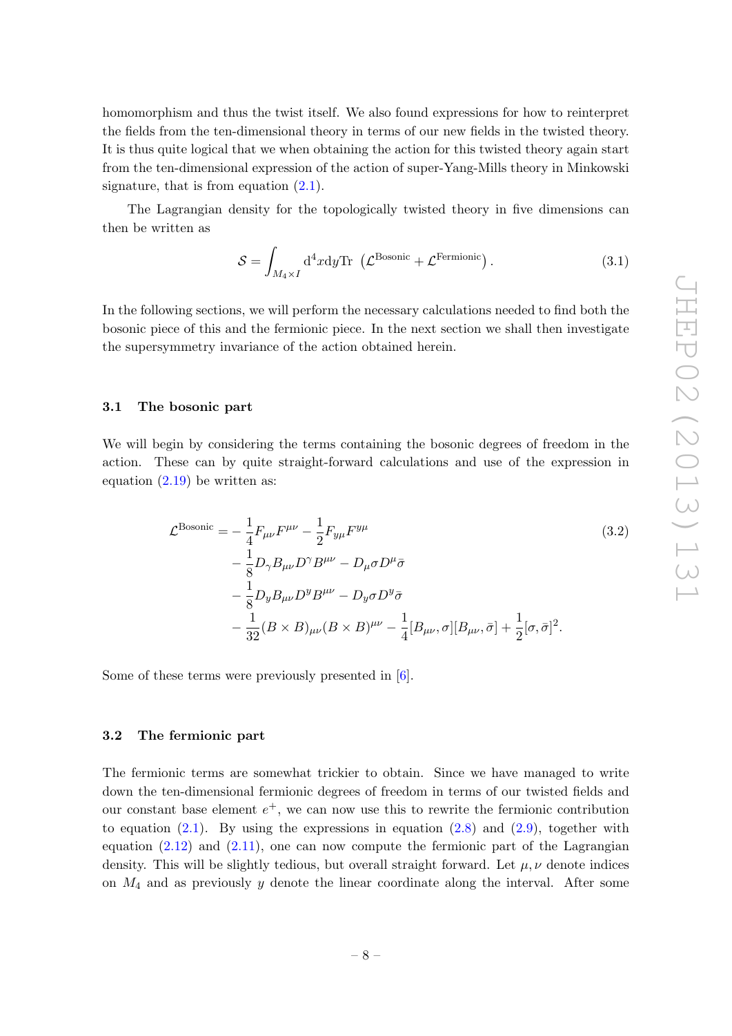homomorphism and thus the twist itself. We also found expressions for how to reinterpret the fields from the ten-dimensional theory in terms of our new fields in the twisted theory. It is thus quite logical that we when obtaining the action for this twisted theory again start from the ten-dimensional expression of the action of super-Yang-Mills theory in Minkowski signature, that is from equation (2.1).

The Lagrangian density for the topologically twisted theory in five dimensions can then be written as

$$\mathcal{S} = \int_{M_4 \times I} \mathrm{d}^4x \mathrm{d}y \mathrm{Tr} \,\left(\mathcal{L}^{\text{Bosonic}} + \mathcal{L}^{\text{Fermionic}}\right). \tag{3.1}$$

In the following sections, we will perform the necessary calculations needed to find both the bosonic piece of this and the fermionic piece. In the next section we shall then investigate the supersymmetry invariance of the action obtained herein.

### 3.1 The bosonic part

We will begin by considering the terms containing the bosonic degrees of freedom in the action. These can by quite straight-forward calculations and use of the expression in equation (2.19) be written as:

$$\begin{aligned}
\mathcal{L}^{\text{Bosonic}} = &-\frac{1}{4}F_{\mu\nu}F^{\mu\nu} - \frac{1}{2}F_{y\mu}F^{y\mu} \\
&-\frac{1}{8}D_\gamma B_{\mu\nu}D^\gamma B^{\mu\nu} - D_\mu\sigma D^\mu\bar{\sigma} \\
&-\frac{1}{8}D_y B_{\mu\nu}D^y B^{\mu\nu} - D_y\sigma D^y\bar{\sigma} \\
&-\frac{1}{32}(B\times B)_{\mu\nu}(B\times B)^{\mu\nu} - \frac{1}{4}[B_{\mu\nu},\sigma][B_{\mu\nu},\bar{\sigma}] + \frac{1}{2}[\sigma,\bar{\sigma}]^2.
\end{aligned} \tag{3.2}$$

Some of these terms were previously presented in [6].

### 3.2 The fermionic part

The fermionic terms are somewhat trickier to obtain. Since we have managed to write down the ten-dimensional fermionic degrees of freedom in terms of our twisted fields and our constant base element $e^+$, we can now use this to rewrite the fermionic contribution to equation (2.1). By using the expressions in equation (2.8) and (2.9), together with equation (2.12) and (2.11), one can now compute the fermionic part of the Lagrangian density. This will be slightly tedious, but overall straight forward. Let $\mu, \nu$ denote indices on $M_4$ and as previously $y$ denote the linear coordinate along the interval. After some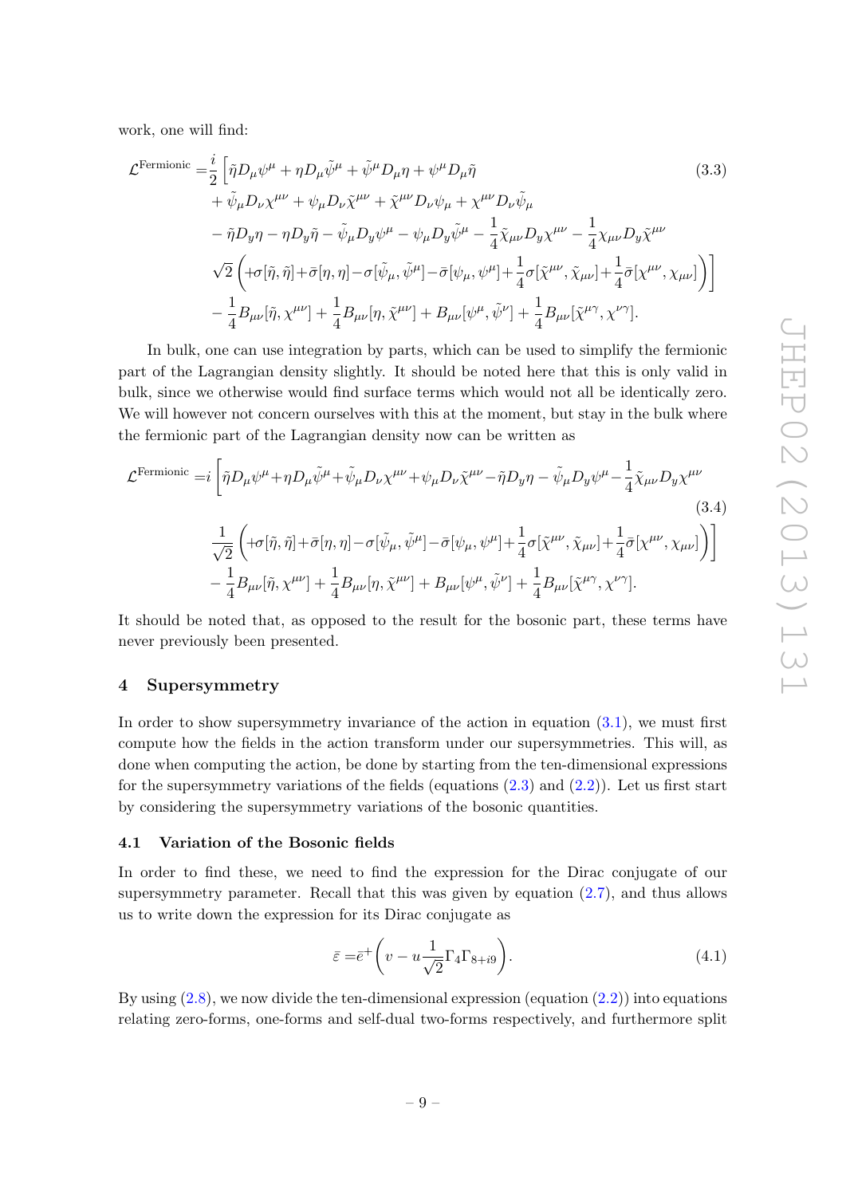work, one will find:

$$
\begin{aligned}
\mathcal{L}^{\text{Fermionic}} =&\frac{i}{2}\Big[\tilde{\eta}D_\mu\psi^\mu + \eta D_\mu\tilde{\psi}^\mu + \tilde{\psi}^\mu D_\mu\eta + \psi^\mu D_\mu\tilde{\eta} \\
&+ \tilde{\psi}_\mu D_\nu\chi^{\mu\nu} + \psi_\mu D_\nu\tilde{\chi}^{\mu\nu} + \tilde{\chi}^{\mu\nu}D_\nu\psi_\mu + \chi^{\mu\nu}D_\nu\tilde{\psi}_\mu \\
&- \tilde{\eta}D_y\eta - \eta D_y\tilde{\eta} - \tilde{\psi}_\mu D_y\psi^\mu - \psi_\mu D_y\tilde{\psi}^\mu - \frac{1}{4}\tilde{\chi}_{\mu\nu}D_y\chi^{\mu\nu} - \frac{1}{4}\chi_{\mu\nu}D_y\tilde{\chi}^{\mu\nu} \\
&\sqrt{2}\left(+\sigma[\tilde{\eta},\tilde{\eta}]+\bar{\sigma}[\eta,\eta]-\sigma[\tilde{\psi}_\mu,\tilde{\psi}^\mu]-\bar{\sigma}[\psi_\mu,\psi^\mu]+\frac{1}{4}\sigma[\tilde{\chi}^{\mu\nu},\tilde{\chi}_{\mu\nu}]+\frac{1}{4}\bar{\sigma}[\chi^{\mu\nu},\chi_{\mu\nu}]\right)\Big] \\
&- \frac{1}{4}B_{\mu\nu}[\tilde{\eta},\chi^{\mu\nu}] + \frac{1}{4}B_{\mu\nu}[\eta,\tilde{\chi}^{\mu\nu}] + B_{\mu\nu}[\psi^\mu,\tilde{\psi}^\nu] + \frac{1}{4}B_{\mu\nu}[\tilde{\chi}^{\mu\gamma},\chi^{\nu\gamma}].
\end{aligned}
\tag{3.3}
$$

In bulk, one can use integration by parts, which can be used to simplify the fermionic part of the Lagrangian density slightly. It should be noted here that this is only valid in bulk, since we otherwise would find surface terms which would not all be identically zero. We will however not concern ourselves with this at the moment, but stay in the bulk where the fermionic part of the Lagrangian density now can be written as

$$
\begin{aligned}
\mathcal{L}^{\text{Fermionic}} =&i\Big[\tilde{\eta}D_\mu\psi^\mu+\eta D_\mu\tilde{\psi}^\mu+\tilde{\psi}_\mu D_\nu\chi^{\mu\nu}+\psi_\mu D_\nu\tilde{\chi}^{\mu\nu}-\tilde{\eta}D_y\eta - \tilde{\psi}_\mu D_y\psi^\mu-\frac{1}{4}\tilde{\chi}_{\mu\nu}D_y\chi^{\mu\nu} \\
&\frac{1}{\sqrt{2}}\left(+\sigma[\tilde{\eta},\tilde{\eta}]+\bar{\sigma}[\eta,\eta]-\sigma[\tilde{\psi}_\mu,\tilde{\psi}^\mu]-\bar{\sigma}[\psi_\mu,\psi^\mu]+\frac{1}{4}\sigma[\tilde{\chi}^{\mu\nu},\tilde{\chi}_{\mu\nu}]+\frac{1}{4}\bar{\sigma}[\chi^{\mu\nu},\chi_{\mu\nu}]\right)\Big] \\
&- \frac{1}{4}B_{\mu\nu}[\tilde{\eta},\chi^{\mu\nu}] + \frac{1}{4}B_{\mu\nu}[\eta,\tilde{\chi}^{\mu\nu}] + B_{\mu\nu}[\psi^\mu,\tilde{\psi}^\nu] + \frac{1}{4}B_{\mu\nu}[\tilde{\chi}^{\mu\gamma},\chi^{\nu\gamma}].
\end{aligned}
\tag{3.4}
$$

It should be noted that, as opposed to the result for the bosonic part, these terms have never previously been presented.

## 4 Supersymmetry

In order to show supersymmetry invariance of the action in equation (3.1), we must first compute how the fields in the action transform under our supersymmetries. This will, as done when computing the action, be done by starting from the ten-dimensional expressions for the supersymmetry variations of the fields (equations (2.3) and (2.2)). Let us first start by considering the supersymmetry variations of the bosonic quantities.

### 4.1 Variation of the Bosonic fields

In order to find these, we need to find the expression for the Dirac conjugate of our supersymmetry parameter. Recall that this was given by equation (2.7), and thus allows us to write down the expression for its Dirac conjugate as

$$
\bar{\varepsilon} =\bar{e}^{+}\left(v - u\frac{1}{\sqrt{2}}\Gamma_4\Gamma_{8+i9}\right). \tag{4.1}
$$

By using (2.8), we now divide the ten-dimensional expression (equation (2.2)) into equations relating zero-forms, one-forms and self-dual two-forms respectively, and furthermore split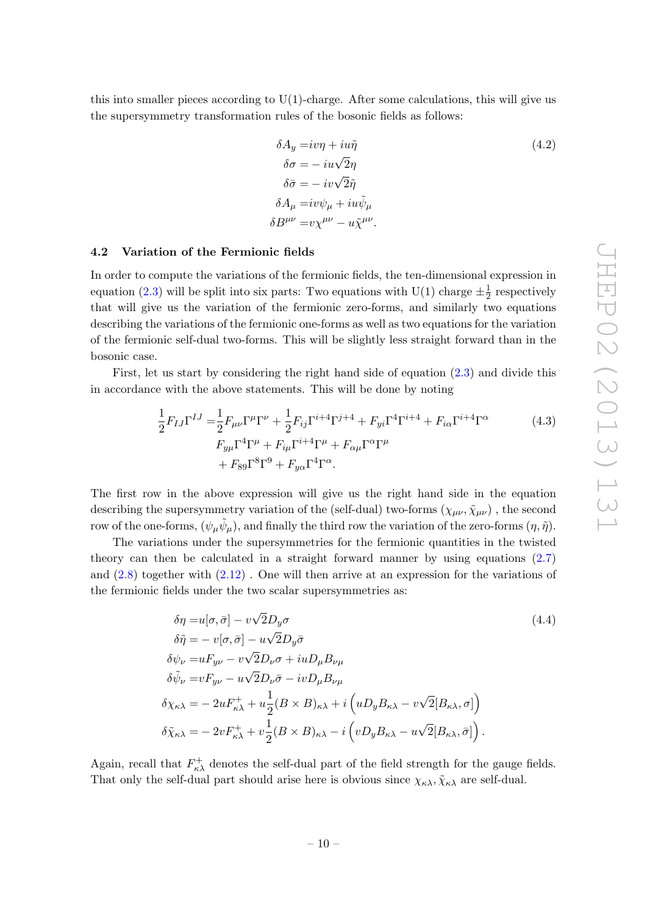this into smaller pieces according to U(1)-charge. After some calculations, this will give us the supersymmetry transformation rules of the bosonic fields as follows:

$$
\begin{aligned}
\delta A_y =& i v\eta + iu\tilde{\eta} \\
\delta\sigma =& - iu\sqrt{2}\eta \\
\delta\bar{\sigma} =& - iv\sqrt{2}\tilde{\eta} \\
\delta A_\mu =& iv\psi_\mu + iu\tilde{\psi}_\mu \\
\delta B^{\mu\nu} =& v\chi^{\mu\nu} - u\tilde{\chi}^{\mu\nu}.
\end{aligned}
\tag{4.2}
$$

### 4.2 Variation of the Fermionic fields

In order to compute the variations of the fermionic fields, the ten-dimensional expression in equation (2.3) will be split into six parts: Two equations with U(1) charge $\pm\frac{1}{2}$ respectively that will give us the variation of the fermionic zero-forms, and similarly two equations describing the variations of the fermionic one-forms as well as two equations for the variation of the fermionic self-dual two-forms. This will be slightly less straight forward than in the bosonic case.

First, let us start by considering the right hand side of equation (2.3) and divide this in accordance with the above statements. This will be done by noting

$$
\begin{aligned}
\frac{1}{2}F_{IJ}\Gamma^{IJ} =& \frac{1}{2}F_{\mu\nu}\Gamma^\mu\Gamma^\nu + \frac{1}{2}F_{ij}\Gamma^{i+4}\Gamma^{j+4} + F_{yi}\Gamma^4\Gamma^{i+4} + F_{i\alpha}\Gamma^{i+4}\Gamma^\alpha \\
& F_{y\mu}\Gamma^4\Gamma^\mu + F_{i\mu}\Gamma^{i+4}\Gamma^\mu + F_{\alpha\mu}\Gamma^\alpha\Gamma^\mu \\
& + F_{89}\Gamma^8\Gamma^9 + F_{y\alpha}\Gamma^4\Gamma^\alpha.
\end{aligned}
\tag{4.3}
$$

The first row in the above expression will give us the right hand side in the equation describing the supersymmetry variation of the (self-dual) two-forms $(\chi_{\mu\nu}, \tilde{\chi}_{\mu\nu})$ , the second row of the one-forms, $(\psi_\mu\tilde{\psi}_\mu)$, and finally the third row the variation of the zero-forms $(\eta, \tilde{\eta})$.

The variations under the supersymmetries for the fermionic quantities in the twisted theory can then be calculated in a straight forward manner by using equations (2.7) and (2.8) together with (2.12) . One will then arrive at an expression for the variations of the fermionic fields under the two scalar supersymmetries as:

$$
\begin{aligned}
\delta\eta =& u[\sigma, \bar{\sigma}] - v\sqrt{2}D_y\sigma \\
\delta\tilde{\eta} =& - v[\sigma, \bar{\sigma}] - u\sqrt{2}D_y\bar{\sigma} \\
\delta\psi_\nu =& uF_{y\nu} - v\sqrt{2}D_\nu\sigma + iuD_\mu B_{\nu\mu} \\
\delta\tilde{\psi}_\nu =& vF_{y\nu} - u\sqrt{2}D_\nu\bar{\sigma} - ivD_\mu B_{\nu\mu} \\
\delta\chi_{\kappa\lambda} =& - 2uF^+_{\kappa\lambda} + u\frac{1}{2}(B\times B)_{\kappa\lambda} + i\left(uD_yB_{\kappa\lambda} - v\sqrt{2}[B_{\kappa\lambda}, \sigma]\right) \\
\delta\tilde{\chi}_{\kappa\lambda} =& - 2vF^+_{\kappa\lambda} + v\frac{1}{2}(B\times B)_{\kappa\lambda} - i\left(vD_yB_{\kappa\lambda} - u\sqrt{2}[B_{\kappa\lambda}, \bar{\sigma}]\right).
\end{aligned}
\tag{4.4}
$$

Again, recall that $F^+_{\kappa\lambda}$ denotes the self-dual part of the field strength for the gauge fields. That only the self-dual part should arise here is obvious since $\chi_{\kappa\lambda}, \tilde{\chi}_{\kappa\lambda}$ are self-dual.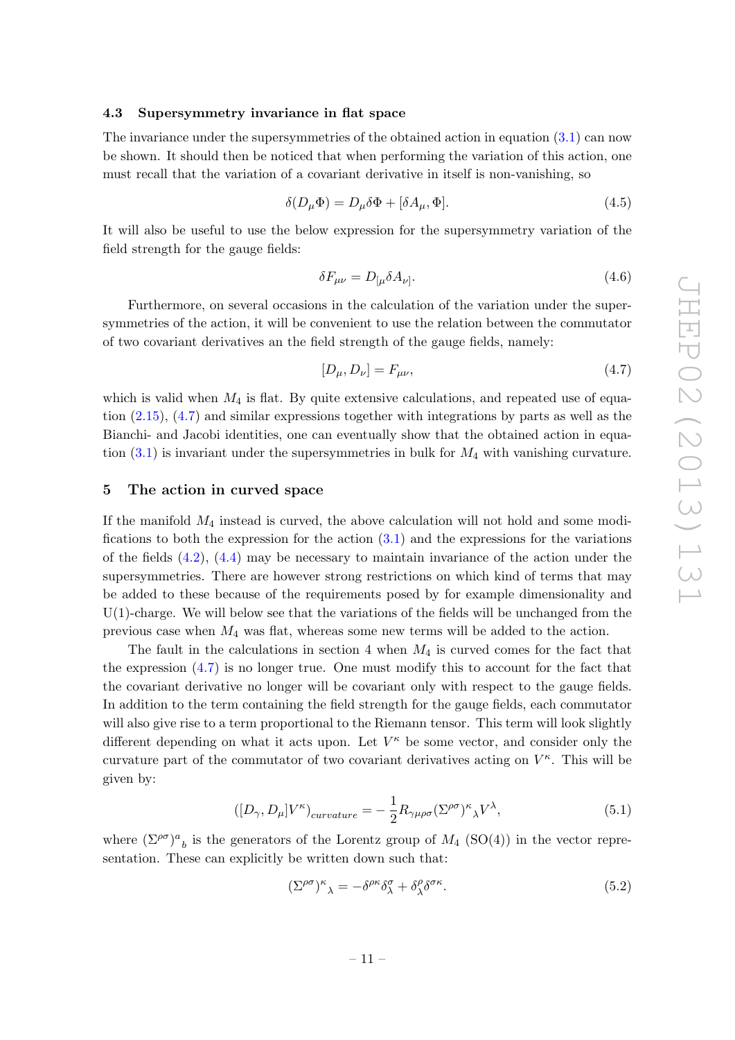### 4.3 Supersymmetry invariance in flat space

The invariance under the supersymmetries of the obtained action in equation (3.1) can now be shown. It should then be noticed that when performing the variation of this action, one must recall that the variation of a covariant derivative in itself is non-vanishing, so

$$\delta(D_\mu \Phi) = D_\mu \delta\Phi + [\delta A_\mu, \Phi]. \tag{4.5}$$

It will also be useful to use the below expression for the supersymmetry variation of the field strength for the gauge fields:

$$\delta F_{\mu\nu} = D_{[\mu}\delta A_{\nu]}. \tag{4.6}$$

Furthermore, on several occasions in the calculation of the variation under the supersymmetries of the action, it will be convenient to use the relation between the commutator of two covariant derivatives an the field strength of the gauge fields, namely:

$$[D_\mu, D_\nu] = F_{\mu\nu}, \tag{4.7}$$

which is valid when $M_4$ is flat. By quite extensive calculations, and repeated use of equation (2.15), (4.7) and similar expressions together with integrations by parts as well as the Bianchi- and Jacobi identities, one can eventually show that the obtained action in equation (3.1) is invariant under the supersymmetries in bulk for $M_4$ with vanishing curvature.

## 5 The action in curved space

If the manifold $M_4$ instead is curved, the above calculation will not hold and some modifications to both the expression for the action (3.1) and the expressions for the variations of the fields (4.2), (4.4) may be necessary to maintain invariance of the action under the supersymmetries. There are however strong restrictions on which kind of terms that may be added to these because of the requirements posed by for example dimensionality and U(1)-charge. We will below see that the variations of the fields will be unchanged from the previous case when $M_4$ was flat, whereas some new terms will be added to the action.

The fault in the calculations in section 4 when $M_4$ is curved comes for the fact that the expression (4.7) is no longer true. One must modify this to account for the fact that the covariant derivative no longer will be covariant only with respect to the gauge fields. In addition to the term containing the field strength for the gauge fields, each commutator will also give rise to a term proportional to the Riemann tensor. This term will look slightly different depending on what it acts upon. Let $V^\kappa$ be some vector, and consider only the curvature part of the commutator of two covariant derivatives acting on $V^\kappa$. This will be given by:

$$([D_\gamma, D_\mu]V^\kappa)_{curvature} = -\frac{1}{2}R_{\gamma\mu\rho\sigma}(\Sigma^{\rho\sigma})^\kappa{}_\lambda V^\lambda, \tag{5.1}$$

where $(\Sigma^{\rho\sigma})^a{}_b$ is the generators of the Lorentz group of $M_4$ (SO(4)) in the vector representation. These can explicitly be written down such that:

$$(\Sigma^{\rho\sigma})^\kappa{}_\lambda = -\delta^{\rho\kappa}\delta^\sigma_\lambda + \delta^\rho_\lambda\delta^{\sigma\kappa}. \tag{5.2}$$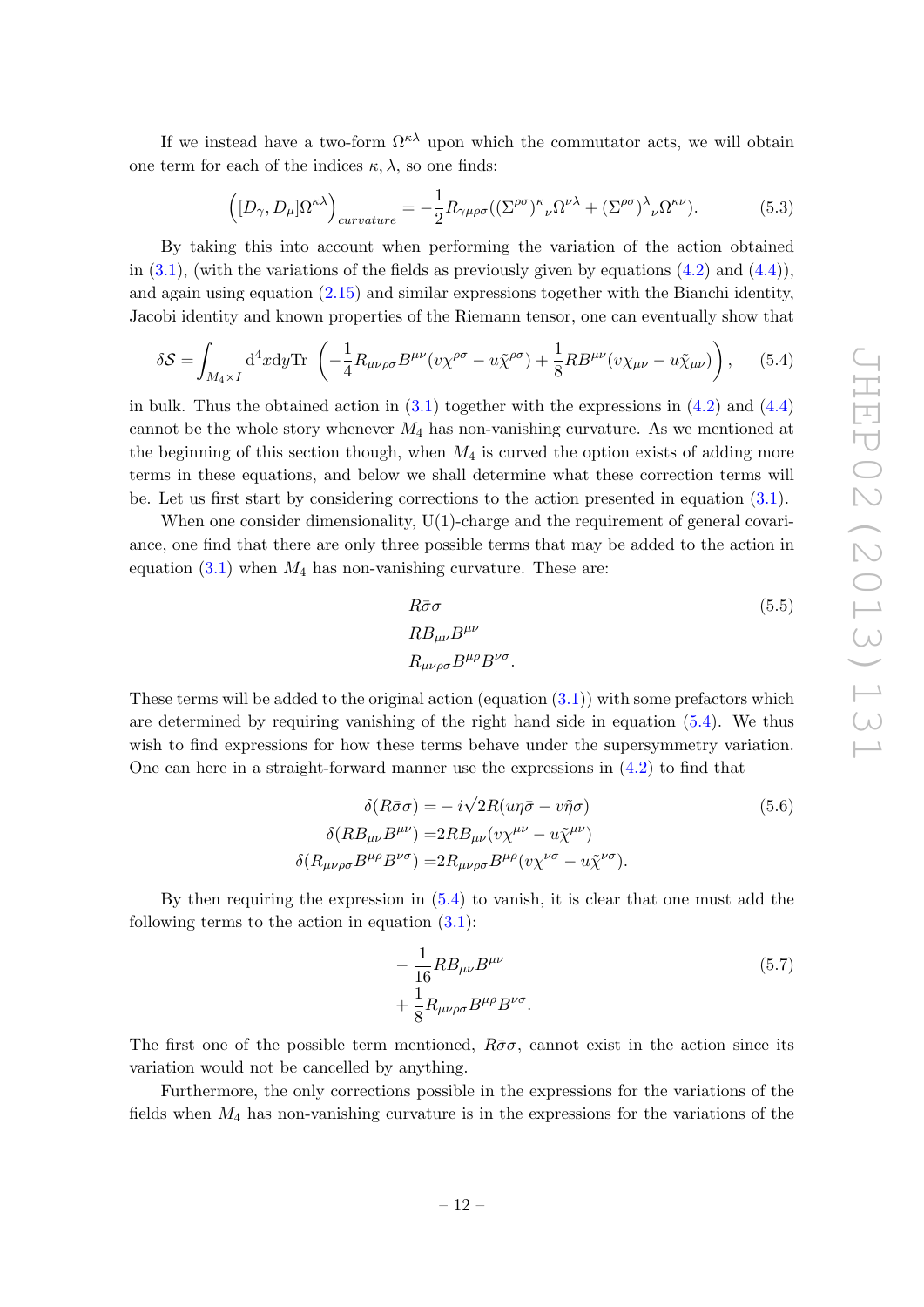If we instead have a two-form $\Omega^{\kappa\lambda}$ upon which the commutator acts, we will obtain one term for each of the indices $\kappa, \lambda$, so one finds:

$$\left([D_\gamma, D_\mu]\Omega^{\kappa\lambda}\right)_{curvature} = -\frac{1}{2}R_{\gamma\mu\rho\sigma}((\Sigma^{\rho\sigma})^\kappa{}_\nu\Omega^{\nu\lambda} + (\Sigma^{\rho\sigma})^\lambda{}_\nu\Omega^{\kappa\nu}). \tag{5.3}$$

By taking this into account when performing the variation of the action obtained in (3.1), (with the variations of the fields as previously given by equations (4.2) and (4.4)), and again using equation (2.15) and similar expressions together with the Bianchi identity, Jacobi identity and known properties of the Riemann tensor, one can eventually show that

$$\delta\mathcal{S} = \int_{M_4\times I} \mathrm{d}^4x\mathrm{d}y\mathrm{Tr}\,\left(-\frac{1}{4}R_{\mu\nu\rho\sigma}B^{\mu\nu}(v\chi^{\rho\sigma} - u\tilde{\chi}^{\rho\sigma}) + \frac{1}{8}RB^{\mu\nu}(v\chi_{\mu\nu} - u\tilde{\chi}_{\mu\nu})\right), \tag{5.4}$$

in bulk. Thus the obtained action in (3.1) together with the expressions in (4.2) and (4.4) cannot be the whole story whenever $M_4$ has non-vanishing curvature. As we mentioned at the beginning of this section though, when $M_4$ is curved the option exists of adding more terms in these equations, and below we shall determine what these correction terms will be. Let us first start by considering corrections to the action presented in equation (3.1).

When one consider dimensionality, U(1)-charge and the requirement of general covariance, one find that there are only three possible terms that may be added to the action in equation (3.1) when $M_4$ has non-vanishing curvature. These are:

$$\begin{aligned} &R\bar{\sigma}\sigma \\ &RB_{\mu\nu}B^{\mu\nu} \\ &R_{\mu\nu\rho\sigma}B^{\mu\rho}B^{\nu\sigma}. \end{aligned} \tag{5.5}$$

These terms will be added to the original action (equation (3.1)) with some prefactors which are determined by requiring vanishing of the right hand side in equation (5.4). We thus wish to find expressions for how these terms behave under the supersymmetry variation. One can here in a straight-forward manner use the expressions in (4.2) to find that

$$\begin{aligned} \delta(R\bar{\sigma}\sigma) =& -i\sqrt{2}R(u\eta\bar{\sigma} - v\tilde{\eta}\sigma) \\ \delta(RB_{\mu\nu}B^{\mu\nu}) =& 2RB_{\mu\nu}(v\chi^{\mu\nu} - u\tilde{\chi}^{\mu\nu}) \\ \delta(R_{\mu\nu\rho\sigma}B^{\mu\rho}B^{\nu\sigma}) =& 2R_{\mu\nu\rho\sigma}B^{\mu\rho}(v\chi^{\nu\sigma} - u\tilde{\chi}^{\nu\sigma}). \end{aligned} \tag{5.6}$$

By then requiring the expression in (5.4) to vanish, it is clear that one must add the following terms to the action in equation (3.1):

$$\begin{aligned} &-\frac{1}{16}RB_{\mu\nu}B^{\mu\nu} \\ &+\frac{1}{8}R_{\mu\nu\rho\sigma}B^{\mu\rho}B^{\nu\sigma}. \end{aligned} \tag{5.7}$$

The first one of the possible term mentioned, $R\bar{\sigma}\sigma$, cannot exist in the action since its variation would not be cancelled by anything.

Furthermore, the only corrections possible in the expressions for the variations of the fields when $M_4$ has non-vanishing curvature is in the expressions for the variations of the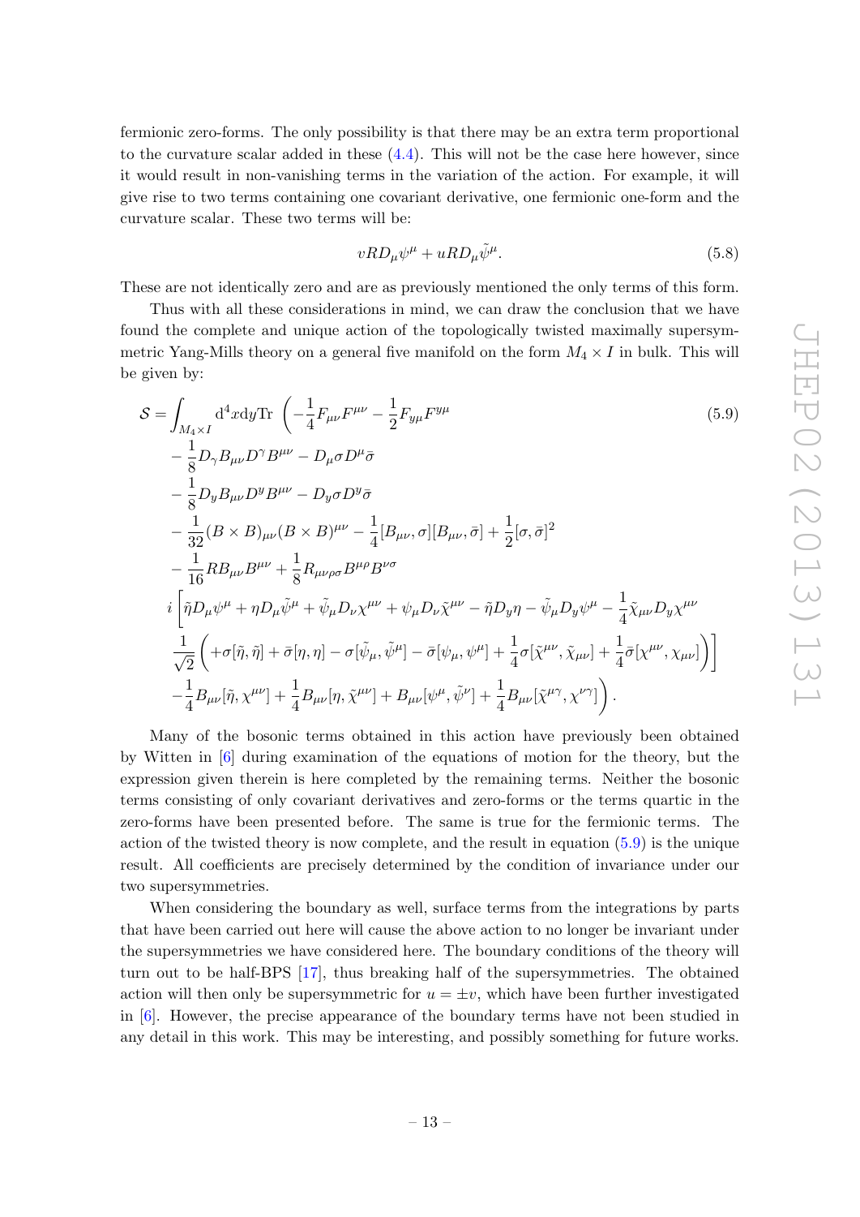fermionic zero-forms. The only possibility is that there may be an extra term proportional to the curvature scalar added in these (4.4). This will not be the case here however, since it would result in non-vanishing terms in the variation of the action. For example, it will give rise to two terms containing one covariant derivative, one fermionic one-form and the curvature scalar. These two terms will be:

$$vRD_\mu\psi^\mu + uRD_\mu\tilde{\psi}^\mu. \tag{5.8}$$

These are not identically zero and are as previously mentioned the only terms of this form.

Thus with all these considerations in mind, we can draw the conclusion that we have found the complete and unique action of the topologically twisted maximally supersymmetric Yang-Mills theory on a general five manifold on the form $M_4 \times I$ in bulk. This will be given by:

$$\begin{aligned}
\mathcal{S} = \int_{M_4\times I} \mathrm{d}^4x\mathrm{d}y\mathrm{Tr}\ \Bigg( & -\frac{1}{4}F_{\mu\nu}F^{\mu\nu} - \frac{1}{2}F_{y\mu}F^{y\mu} \\
& -\frac{1}{8}D_\gamma B_{\mu\nu}D^\gamma B^{\mu\nu} - D_\mu\sigma D^\mu\bar{\sigma} \\
& -\frac{1}{8}D_y B_{\mu\nu}D^y B^{\mu\nu} - D_y\sigma D^y\bar{\sigma} \\
& -\frac{1}{32}(B\times B)_{\mu\nu}(B\times B)^{\mu\nu} - \frac{1}{4}[B_{\mu\nu},\sigma][B_{\mu\nu},\bar{\sigma}] + \frac{1}{2}[\sigma,\bar{\sigma}]^2 \\
& -\frac{1}{16}RB_{\mu\nu}B^{\mu\nu} + \frac{1}{8}R_{\mu\nu\rho\sigma}B^{\mu\rho}B^{\nu\sigma} \\
& i\Bigg[\tilde{\eta}D_\mu\psi^\mu + \eta D_\mu\tilde{\psi}^\mu + \tilde{\psi}_\mu D_\nu\chi^{\mu\nu} + \psi_\mu D_\nu\tilde{\chi}^{\mu\nu} - \tilde{\eta}D_y\eta - \tilde{\psi}_\mu D_y\psi^\mu - \frac{1}{4}\tilde{\chi}_{\mu\nu}D_y\chi^{\mu\nu} \\
& \frac{1}{\sqrt{2}}\left(+\sigma[\tilde{\eta},\tilde{\eta}] + \bar{\sigma}[\eta,\eta] - \sigma[\tilde{\psi}_\mu,\tilde{\psi}^\mu] - \bar{\sigma}[\psi_\mu,\psi^\mu] + \frac{1}{4}\sigma[\tilde{\chi}^{\mu\nu},\tilde{\chi}_{\mu\nu}] + \frac{1}{4}\bar{\sigma}[\chi^{\mu\nu},\chi_{\mu\nu}]\right)\Bigg] \\
& -\frac{1}{4}B_{\mu\nu}[\tilde{\eta},\chi^{\mu\nu}] + \frac{1}{4}B_{\mu\nu}[\eta,\tilde{\chi}^{\mu\nu}] + B_{\mu\nu}[\psi^\mu,\tilde{\psi}^\nu] + \frac{1}{4}B_{\mu\nu}[\tilde{\chi}^{\mu\gamma},\chi^{\nu\gamma}]\Bigg).
\end{aligned} \tag{5.9}$$

Many of the bosonic terms obtained in this action have previously been obtained by Witten in [6] during examination of the equations of motion for the theory, but the expression given therein is here completed by the remaining terms. Neither the bosonic terms consisting of only covariant derivatives and zero-forms or the terms quartic in the zero-forms have been presented before. The same is true for the fermionic terms. The action of the twisted theory is now complete, and the result in equation (5.9) is the unique result. All coefficients are precisely determined by the condition of invariance under our two supersymmetries.

When considering the boundary as well, surface terms from the integrations by parts that have been carried out here will cause the above action to no longer be invariant under the supersymmetries we have considered here. The boundary conditions of the theory will turn out to be half-BPS [17], thus breaking half of the supersymmetries. The obtained action will then only be supersymmetric for $u = \pm v$, which have been further investigated in [6]. However, the precise appearance of the boundary terms have not been studied in any detail in this work. This may be interesting, and possibly something for future works.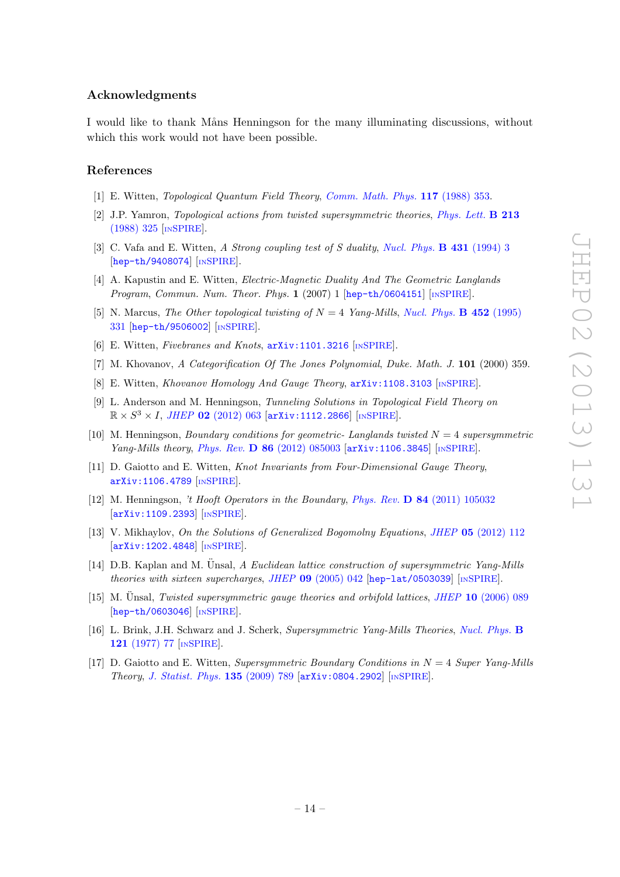## Acknowledgments

I would like to thank Måns Henningson for the many illuminating discussions, without which this work would not have been possible.

## References

[1] E. Witten, *Topological Quantum Field Theory*, Comm. Math. Phys. **117** (1988) 353.

[2] J.P. Yamron, *Topological actions from twisted supersymmetric theories*, Phys. Lett. **B 213** (1988) 325 [INSPIRE].

[3] C. Vafa and E. Witten, *A Strong coupling test of S duality*, Nucl. Phys. **B 431** (1994) 3 [hep-th/9408074] [INSPIRE].

[4] A. Kapustin and E. Witten, *Electric-Magnetic Duality And The Geometric Langlands Program*, Commun. Num. Theor. Phys. **1** (2007) 1 [hep-th/0604151] [INSPIRE].

[5] N. Marcus, *The Other topological twisting of $N = 4$ Yang-Mills*, Nucl. Phys. **B 452** (1995) 331 [hep-th/9506002] [INSPIRE].

[6] E. Witten, *Fivebranes and Knots*, arXiv:1101.3216 [INSPIRE].

[7] M. Khovanov, *A Categorification Of The Jones Polynomial*, Duke. Math. J. **101** (2000) 359.

[8] E. Witten, *Khovanov Homology And Gauge Theory*, arXiv:1108.3103 [INSPIRE].

[9] L. Anderson and M. Henningson, *Tunneling Solutions in Topological Field Theory on $\mathbb{R} \times S^3 \times I$*, JHEP **02** (2012) 063 [arXiv:1112.2866] [INSPIRE].

[10] M. Henningson, *Boundary conditions for geometric- Langlands twisted $N = 4$ supersymmetric Yang-Mills theory*, Phys. Rev. **D 86** (2012) 085003 [arXiv:1106.3845] [INSPIRE].

[11] D. Gaiotto and E. Witten, *Knot Invariants from Four-Dimensional Gauge Theory*, arXiv:1106.4789 [INSPIRE].

[12] M. Henningson, *'t Hooft Operators in the Boundary*, Phys. Rev. **D 84** (2011) 105032 [arXiv:1109.2393] [INSPIRE].

[13] V. Mikhaylov, *On the Solutions of Generalized Bogomolny Equations*, JHEP **05** (2012) 112 [arXiv:1202.4848] [INSPIRE].

[14] D.B. Kaplan and M. Ünsal, *A Euclidean lattice construction of supersymmetric Yang-Mills theories with sixteen supercharges*, JHEP **09** (2005) 042 [hep-lat/0503039] [INSPIRE].

[15] M. Ünsal, *Twisted supersymmetric gauge theories and orbifold lattices*, JHEP **10** (2006) 089 [hep-th/0603046] [INSPIRE].

[16] L. Brink, J.H. Schwarz and J. Scherk, *Supersymmetric Yang-Mills Theories*, Nucl. Phys. **B 121** (1977) 77 [INSPIRE].

[17] D. Gaiotto and E. Witten, *Supersymmetric Boundary Conditions in $N = 4$ Super Yang-Mills Theory*, J. Statist. Phys. **135** (2009) 789 [arXiv:0804.2902] [INSPIRE].